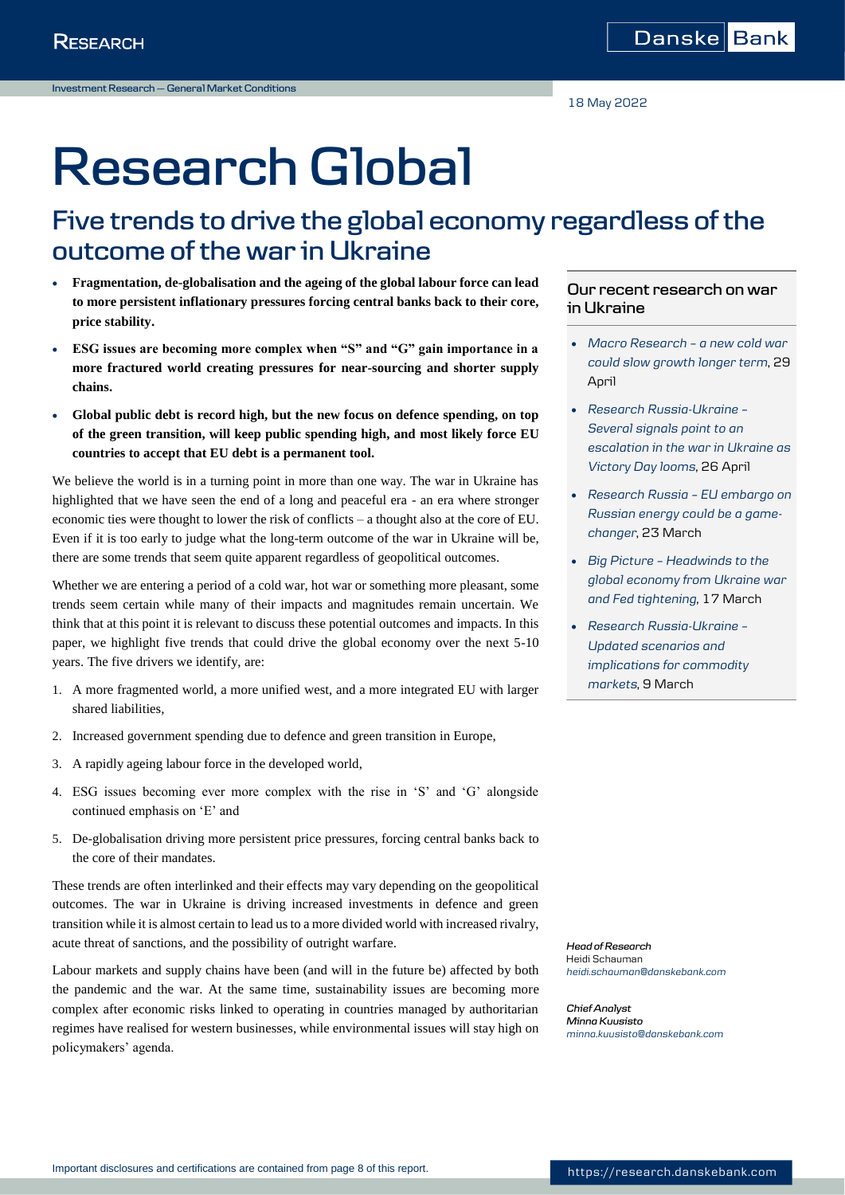18 May 2022

# Research Global

## Five trends to drive the global economy regardless of the outcome of the war in Ukraine

- **Fragmentation, de-globalisation and the ageing of the global labour force can lead to more persistent inflationary pressures forcing central banks back to their core, price stability.**
- **ESG issues are becoming more complex when "S" and "G" gain importance in a more fractured world creating pressures for near-sourcing and shorter supply chains.**
- **Global public debt is record high, but the new focus on defence spending, on top of the green transition, will keep public spending high, and most likely force EU countries to accept that EU debt is a permanent tool.**

We believe the world is in a turning point in more than one way. The war in Ukraine has highlighted that we have seen the end of a long and peaceful era - an era where stronger economic ties were thought to lower the risk of conflicts – a thought also at the core of EU. Even if it is too early to judge what the long-term outcome of the war in Ukraine will be, there are some trends that seem quite apparent regardless of geopolitical outcomes.

Whether we are entering a period of a cold war, hot war or something more pleasant, some trends seem certain while many of their impacts and magnitudes remain uncertain. We think that at this point it is relevant to discuss these potential outcomes and impacts. In this paper, we highlight five trends that could drive the global economy over the next 5-10 years. The five drivers we identify, are:

1. A more fragmented world, a more unified west, and a more integrated EU with larger shared liabilities,
2. Increased government spending due to defence and green transition in Europe,
3. A rapidly ageing labour force in the developed world,
4. ESG issues becoming ever more complex with the rise in 'S' and 'G' alongside continued emphasis on 'E' and
5. De-globalisation driving more persistent price pressures, forcing central banks back to the core of their mandates.

These trends are often interlinked and their effects may vary depending on the geopolitical outcomes. The war in Ukraine is driving increased investments in defence and green transition while it is almost certain to lead us to a more divided world with increased rivalry, acute threat of sanctions, and the possibility of outright warfare.

Labour markets and supply chains have been (and will in the future be) affected by both the pandemic and the war. At the same time, sustainability issues are becoming more complex after economic risks linked to operating in countries managed by authoritarian regimes have realised for western businesses, while environmental issues will stay high on policymakers' agenda.

### Our recent research on war in Ukraine

- *Macro Research – a new cold war could slow growth longer term*, 29 April
- *Research Russia-Ukraine – Several signals point to an escalation in the war in Ukraine as Victory Day looms*, 26 April
- *Research Russia – EU embargo on Russian energy could be a game-changer*, 23 March
- *Big Picture – Headwinds to the global economy from Ukraine war and Fed tightening*, 17 March
- *Research Russia-Ukraine – Updated scenarios and implications for commodity markets*, 9 March

***Head of Research***
Heidi Schauman
*heidi.schauman@danskebank.com*

***Chief Analyst***
***Minna Kuusisto***
*minna.kuusisto@danskebank.com*

Important disclosures and certifications are contained from page 8 of this report.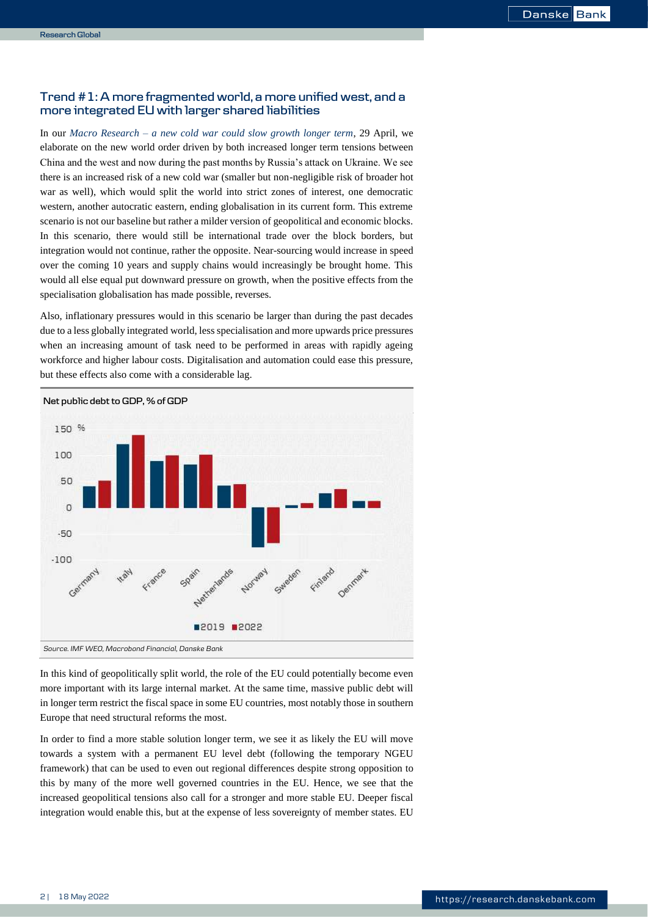## Trend #1: A more fragmented world, a more unified west, and a more integrated EU with larger shared liabilities

In our *Macro Research – a new cold war could slow growth longer term*, 29 April, we elaborate on the new world order driven by both increased longer term tensions between China and the west and now during the past months by Russia's attack on Ukraine. We see there is an increased risk of a new cold war (smaller but non-negligible risk of broader hot war as well), which would split the world into strict zones of interest, one democratic western, another autocratic eastern, ending globalisation in its current form. This extreme scenario is not our baseline but rather a milder version of geopolitical and economic blocks. In this scenario, there would still be international trade over the block borders, but integration would not continue, rather the opposite. Near-sourcing would increase in speed over the coming 10 years and supply chains would increasingly be brought home. This would all else equal put downward pressure on growth, when the positive effects from the specialisation globalisation has made possible, reverses.

Also, inflationary pressures would in this scenario be larger than during the past decades due to a less globally integrated world, less specialisation and more upwards price pressures when an increasing amount of task need to be performed in areas with rapidly ageing workforce and higher labour costs. Digitalisation and automation could ease this pressure, but these effects also come with a considerable lag.

**Net public debt to GDP, % of GDP**

*Source. IMF WEO, Macrobond Financial, Danske Bank*

In this kind of geopolitically split world, the role of the EU could potentially become even more important with its large internal market. At the same time, massive public debt will in longer term restrict the fiscal space in some EU countries, most notably those in southern Europe that need structural reforms the most.

In order to find a more stable solution longer term, we see it as likely the EU will move towards a system with a permanent EU level debt (following the temporary NGEU framework) that can be used to even out regional differences despite strong opposition to this by many of the more well governed countries in the EU. Hence, we see that the increased geopolitical tensions also call for a stronger and more stable EU. Deeper fiscal integration would enable this, but at the expense of less sovereignty of member states. EU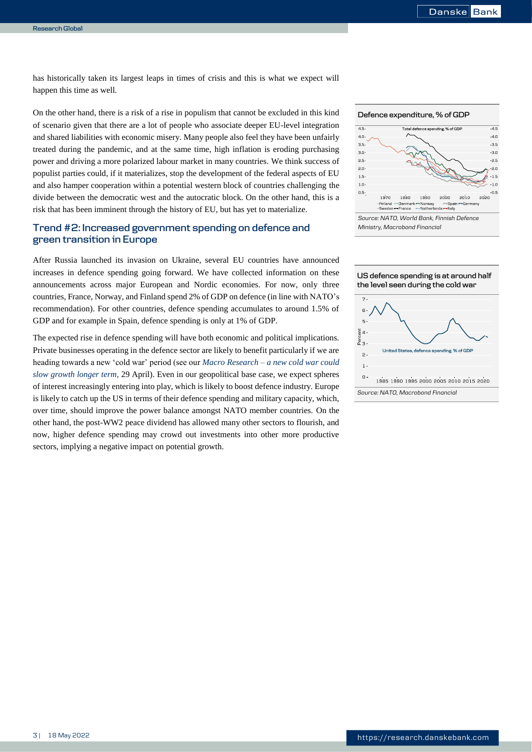has historically taken its largest leaps in times of crisis and this is what we expect will happen this time as well.

On the other hand, there is a risk of a rise in populism that cannot be excluded in this kind of scenario given that there are a lot of people who associate deeper EU-level integration and shared liabilities with economic misery. Many people also feel they have been unfairly treated during the pandemic, and at the same time, high inflation is eroding purchasing power and driving a more polarized labour market in many countries. We think success of populist parties could, if it materializes, stop the development of the federal aspects of EU and also hamper cooperation within a potential western block of countries challenging the divide between the democratic west and the autocratic block. On the other hand, this is a risk that has been imminent through the history of EU, but has yet to materialize.

## Trend #2: Increased government spending on defence and green transition in Europe

After Russia launched its invasion on Ukraine, several EU countries have announced increases in defence spending going forward. We have collected information on these announcements across major European and Nordic economies. For now, only three countries, France, Norway, and Finland spend 2% of GDP on defence (in line with NATO's recommendation). For other countries, defence spending accumulates to around 1.5% of GDP and for example in Spain, defence spending is only at 1% of GDP.

The expected rise in defence spending will have both economic and political implications. Private businesses operating in the defence sector are likely to benefit particularly if we are heading towards a new 'cold war' period (see our *Macro Research – a new cold war could slow growth longer term*, 29 April). Even in our geopolitical base case, we expect spheres of interest increasingly entering into play, which is likely to boost defence industry. Europe is likely to catch up the US in terms of their defence spending and military capacity, which, over time, should improve the power balance amongst NATO member countries. On the other hand, the post-WW2 peace dividend has allowed many other sectors to flourish, and now, higher defence spending may crowd out investments into other more productive sectors, implying a negative impact on potential growth.

**Defence expenditure, % of GDP**

*Source: NATO, World Bank, Finnish Defence Ministry, Macrobond Financial*

**US defence spending is at around half the level seen during the cold war**

*Source: NATO, Macrobond Financial*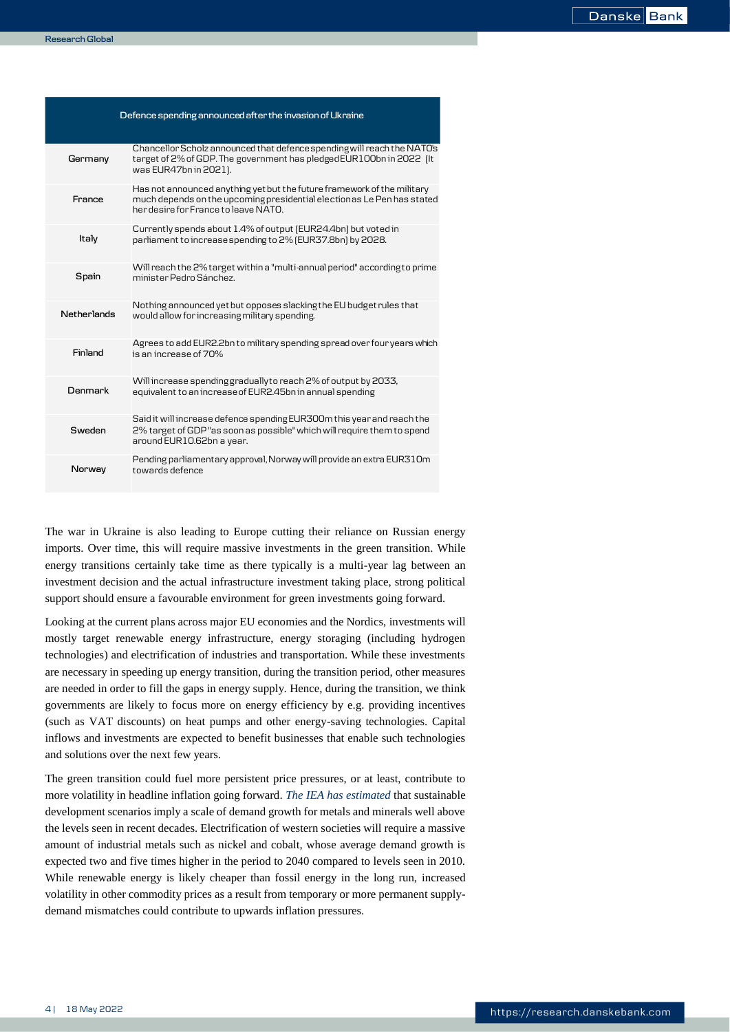| Defence spending announced after the invasion of Ukraine | |
|---|---|
| Germany | Chancellor Scholz announced that defence spending will reach the NATO's target of 2% of GDP. The government has pledged EUR100bn in 2022 (It was EUR47bn in 2021). |
| France | Has not announced anything yet but the future framework of the military much depends on the upcoming presidential election as Le Pen has stated her desire for France to leave NATO. |
| Italy | Currently spends about 1.4% of output (EUR24.4bn) but voted in parliament to increase spending to 2% (EUR37.8bn) by 2028. |
| Spain | Will reach the 2% target within a "multi-annual period" according to prime minister Pedro Sánchez. |
| Netherlands | Nothing announced yet but opposes slacking the EU budget rules that would allow for increasing military spending. |
| Finland | Agrees to add EUR2.2bn to military spending spread over four years which is an increase of 70% |
| Denmark | Will increase spending gradually to reach 2% of output by 2033, equivalent to an increase of EUR2.45bn in annual spending |
| Sweden | Said it will increase defence spending EUR300m this year and reach the 2% target of GDP "as soon as possible" which will require them to spend around EUR10.62bn a year. |
| Norway | Pending parliamentary approval, Norway will provide an extra EUR310m towards defence |

The war in Ukraine is also leading to Europe cutting their reliance on Russian energy imports. Over time, this will require massive investments in the green transition. While energy transitions certainly take time as there typically is a multi-year lag between an investment decision and the actual infrastructure investment taking place, strong political support should ensure a favourable environment for green investments going forward.

Looking at the current plans across major EU economies and the Nordics, investments will mostly target renewable energy infrastructure, energy storaging (including hydrogen technologies) and electrification of industries and transportation. While these investments are necessary in speeding up energy transition, during the transition period, other measures are needed in order to fill the gaps in energy supply. Hence, during the transition, we think governments are likely to focus more on energy efficiency by e.g. providing incentives (such as VAT discounts) on heat pumps and other energy-saving technologies. Capital inflows and investments are expected to benefit businesses that enable such technologies and solutions over the next few years.

The green transition could fuel more persistent price pressures, or at least, contribute to more volatility in headline inflation going forward. *The IEA has estimated* that sustainable development scenarios imply a scale of demand growth for metals and minerals well above the levels seen in recent decades. Electrification of western societies will require a massive amount of industrial metals such as nickel and cobalt, whose average demand growth is expected two and five times higher in the period to 2040 compared to levels seen in 2010. While renewable energy is likely cheaper than fossil energy in the long run, increased volatility in other commodity prices as a result from temporary or more permanent supply-demand mismatches could contribute to upwards inflation pressures.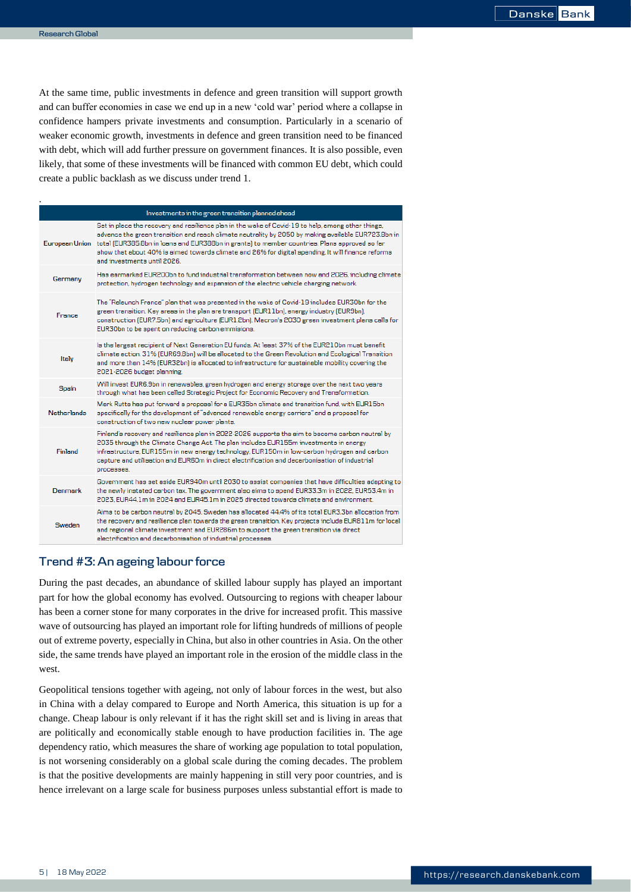At the same time, public investments in defence and green transition will support growth and can buffer economies in case we end up in a new 'cold war' period where a collapse in confidence hampers private investments and consumption. Particularly in a scenario of weaker economic growth, investments in defence and green transition need to be financed with debt, which will add further pressure on government finances. It is also possible, even likely, that some of these investments will be financed with common EU debt, which could create a public backlash as we discuss under trend 1.

.

| Investments in the green transition planned ahead | |
|---|---|
| European Union | Set in place the recovery and resilience plan in the wake of Covid-19 to help, among other things, advance the green transition and reach climate neutrality by 2050 by making available EUR723.8bn in total (EUR385.8bn in loans and EUR338bn in grants) to member countries. Plans approved so far show that about 40% is aimed towards climate and 26% for digital spending. It will finance reforms and investments until 2026. |
| Germany | Has earmarked EUR200bn to fund industrial transformation between now and 2026, including climate protection, hydrogen technology and expansion of the electric vehicle charging network. |
| France | The "Relaunch France" plan that was presented in the wake of Covid-19 includes EUR30bn for the green transition. Key areas in the plan are transport (EUR11bn), energy industry (EUR9bn), construction (EUR7.5bn) and agriculture (EUR1.2bn). Macron's 2030 green investment plans calls for EUR30bn to be spent on reducing carbon emmisions. |
| Italy | Is the largest recipient of Next Generation EU funds. At least 37% of the EUR210bn must benefit climate action. 31% (EUR69.8bn) will be allocated to the Green Revolution and Ecological Transition and more than 14% (EUR32bn) is allocated to infrastructure for sustainable mobility covering the 2021-2026 budget planning. |
| Spain | Will invest EUR6.9bn in renewables, green hydrogen and energy storage over the next two years through what has been called Strategic Project for Economic Recovery and Transformation. |
| Netherlands | Mark Rutte has put forward a proposal for a EUR35bn climate and transition fund, with EUR15bn specifically for the development of "advanced renewable energy carriers" and a proposal for construction of two new nuclear power plants. |
| Finland | Finland's recovery and resilience plan in 2022-2026 supports the aim to become carbon neutral by 2035 through the Climate Change Act. The plan includes EUR155m investments in energy infrastructure, EUR155m in new energy technology, EUR150m in low-carbon hydrogen and carbon capture and utilisation and EUR60m in direct electrification and decarbonisation of industrial processes. |
| Denmark | Government has set aside EUR940m until 2030 to assist companies that have difficulties adapting to the newly instated carbon tax. The government also aims to spend EUR33.3m in 2022, EUR53.4m in 2023, EUR44.1m in 2024 and EUR45.1m in 2025 directed towards climate and environment. |
| Sweden | Aims to be carbon neutral by 2045. Sweden has allocated 44.4% of its total EUR3.3bn allocation from the recovery and resilience plan towards the green transition. Key projects include EUR611m for local and regional climate investment and EUR286m to support the green transition via direct electrification and decarbonisation of industrial processes. |

## Trend #3: An ageing labour force

During the past decades, an abundance of skilled labour supply has played an important part for how the global economy has evolved. Outsourcing to regions with cheaper labour has been a corner stone for many corporates in the drive for increased profit. This massive wave of outsourcing has played an important role for lifting hundreds of millions of people out of extreme poverty, especially in China, but also in other countries in Asia. On the other side, the same trends have played an important role in the erosion of the middle class in the west.

Geopolitical tensions together with ageing, not only of labour forces in the west, but also in China with a delay compared to Europe and North America, this situation is up for a change. Cheap labour is only relevant if it has the right skill set and is living in areas that are politically and economically stable enough to have production facilities in. The age dependency ratio, which measures the share of working age population to total population, is not worsening considerably on a global scale during the coming decades. The problem is that the positive developments are mainly happening in still very poor countries, and is hence irrelevant on a large scale for business purposes unless substantial effort is made to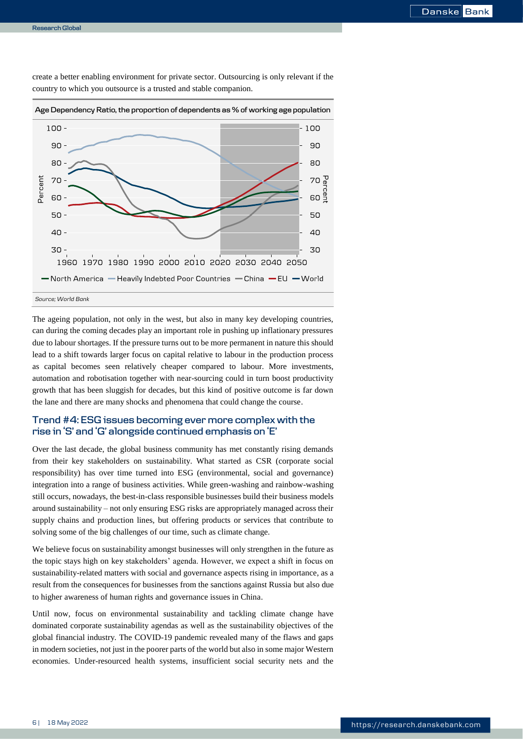create a better enabling environment for private sector. Outsourcing is only relevant if the country to which you outsource is a trusted and stable companion.

Age Dependency Ratio, the proportion of dependents as % of working age population

Source: World Bank

The ageing population, not only in the west, but also in many key developing countries, can during the coming decades play an important role in pushing up inflationary pressures due to labour shortages. If the pressure turns out to be more permanent in nature this should lead to a shift towards larger focus on capital relative to labour in the production process as capital becomes seen relatively cheaper compared to labour. More investments, automation and robotisation together with near-sourcing could in turn boost productivity growth that has been sluggish for decades, but this kind of positive outcome is far down the lane and there are many shocks and phenomena that could change the course.

## Trend #4: ESG issues becoming ever more complex with the rise in 'S' and 'G' alongside continued emphasis on 'E'

Over the last decade, the global business community has met constantly rising demands from their key stakeholders on sustainability. What started as CSR (corporate social responsibility) has over time turned into ESG (environmental, social and governance) integration into a range of business activities. While green-washing and rainbow-washing still occurs, nowadays, the best-in-class responsible businesses build their business models around sustainability – not only ensuring ESG risks are appropriately managed across their supply chains and production lines, but offering products or services that contribute to solving some of the big challenges of our time, such as climate change.

We believe focus on sustainability amongst businesses will only strengthen in the future as the topic stays high on key stakeholders' agenda. However, we expect a shift in focus on sustainability-related matters with social and governance aspects rising in importance, as a result from the consequences for businesses from the sanctions against Russia but also due to higher awareness of human rights and governance issues in China.

Until now, focus on environmental sustainability and tackling climate change have dominated corporate sustainability agendas as well as the sustainability objectives of the global financial industry. The COVID-19 pandemic revealed many of the flaws and gaps in modern societies, not just in the poorer parts of the world but also in some major Western economies. Under-resourced health systems, insufficient social security nets and the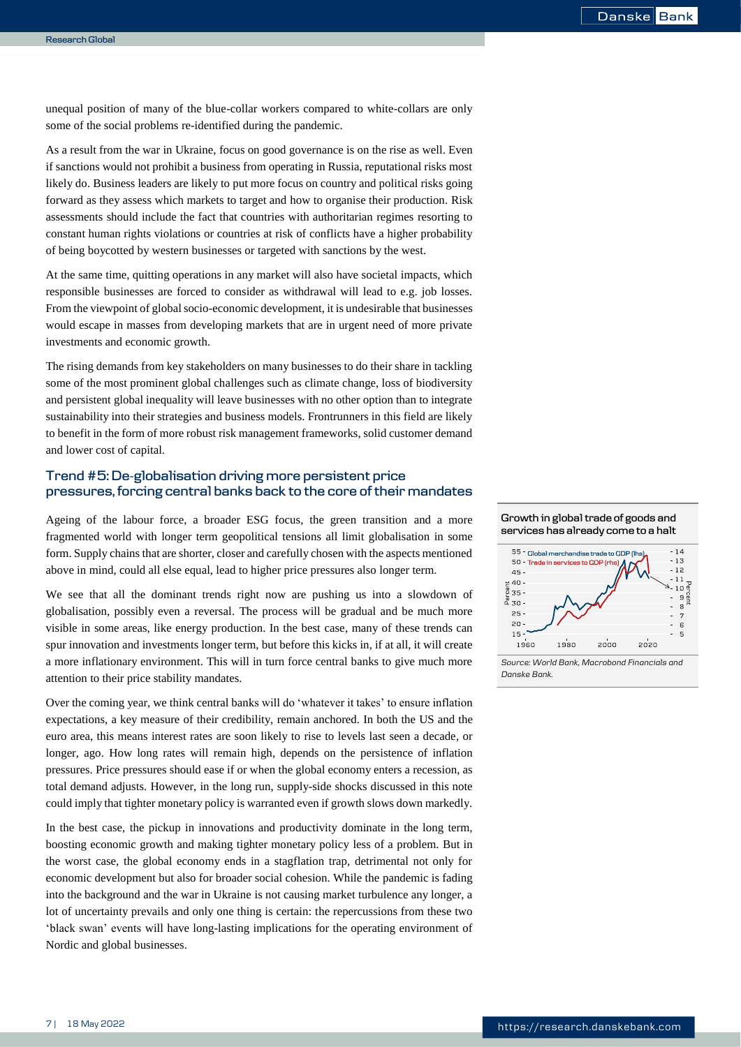unequal position of many of the blue-collar workers compared to white-collars are only some of the social problems re-identified during the pandemic.

As a result from the war in Ukraine, focus on good governance is on the rise as well. Even if sanctions would not prohibit a business from operating in Russia, reputational risks most likely do. Business leaders are likely to put more focus on country and political risks going forward as they assess which markets to target and how to organise their production. Risk assessments should include the fact that countries with authoritarian regimes resorting to constant human rights violations or countries at risk of conflicts have a higher probability of being boycotted by western businesses or targeted with sanctions by the west.

At the same time, quitting operations in any market will also have societal impacts, which responsible businesses are forced to consider as withdrawal will lead to e.g. job losses. From the viewpoint of global socio-economic development, it is undesirable that businesses would escape in masses from developing markets that are in urgent need of more private investments and economic growth.

The rising demands from key stakeholders on many businesses to do their share in tackling some of the most prominent global challenges such as climate change, loss of biodiversity and persistent global inequality will leave businesses with no other option than to integrate sustainability into their strategies and business models. Frontrunners in this field are likely to benefit in the form of more robust risk management frameworks, solid customer demand and lower cost of capital.

## Trend #5: De-globalisation driving more persistent price pressures, forcing central banks back to the core of their mandates

Ageing of the labour force, a broader ESG focus, the green transition and a more fragmented world with longer term geopolitical tensions all limit globalisation in some form. Supply chains that are shorter, closer and carefully chosen with the aspects mentioned above in mind, could all else equal, lead to higher price pressures also longer term.

We see that all the dominant trends right now are pushing us into a slowdown of globalisation, possibly even a reversal. The process will be gradual and be much more visible in some areas, like energy production. In the best case, many of these trends can spur innovation and investments longer term, but before this kicks in, if at all, it will create a more inflationary environment. This will in turn force central banks to give much more attention to their price stability mandates.

Over the coming year, we think central banks will do 'whatever it takes' to ensure inflation expectations, a key measure of their credibility, remain anchored. In both the US and the euro area, this means interest rates are soon likely to rise to levels last seen a decade, or longer, ago. How long rates will remain high, depends on the persistence of inflation pressures. Price pressures should ease if or when the global economy enters a recession, as total demand adjusts. However, in the long run, supply-side shocks discussed in this note could imply that tighter monetary policy is warranted even if growth slows down markedly.

In the best case, the pickup in innovations and productivity dominate in the long term, boosting economic growth and making tighter monetary policy less of a problem. But in the worst case, the global economy ends in a stagflation trap, detrimental not only for economic development but also for broader social cohesion. While the pandemic is fading into the background and the war in Ukraine is not causing market turbulence any longer, a lot of uncertainty prevails and only one thing is certain: the repercussions from these two 'black swan' events will have long-lasting implications for the operating environment of Nordic and global businesses.

**Growth in global trade of goods and services has already come to a halt**

*Source: World Bank, Macrobond Financials and Danske Bank.*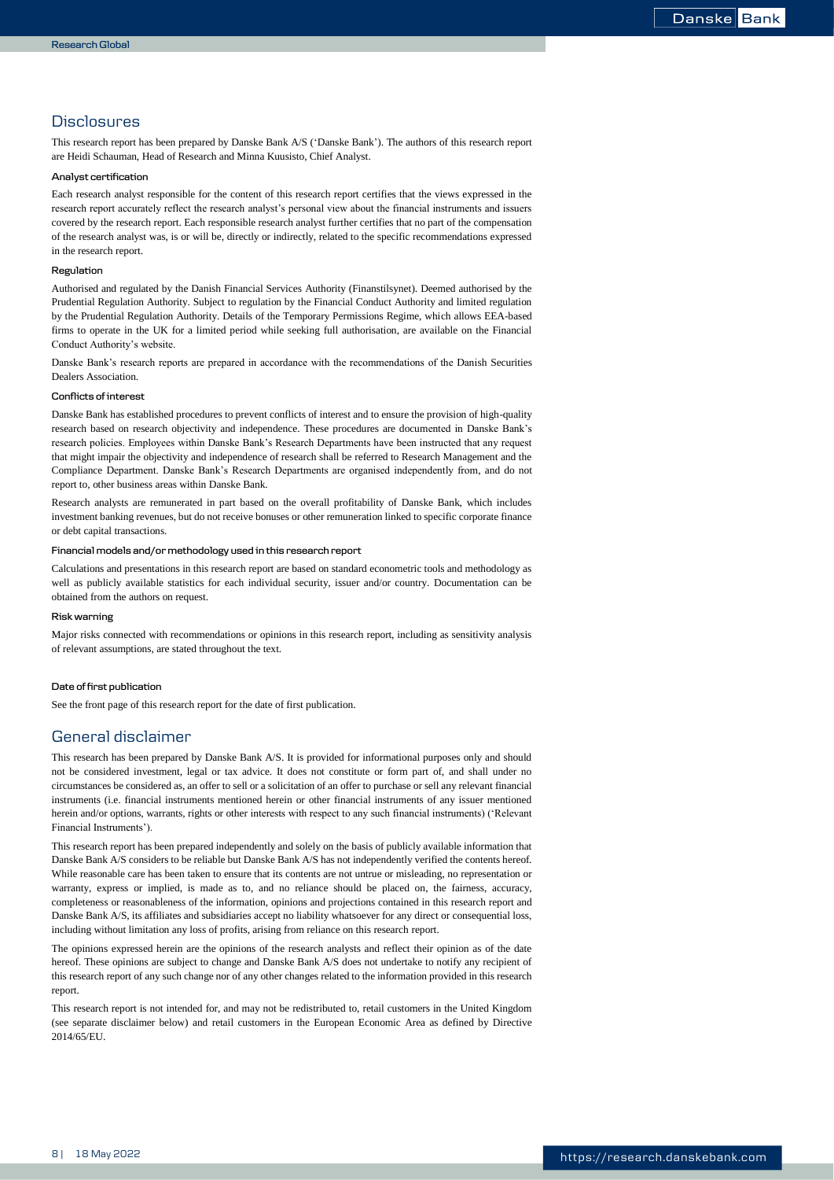## Disclosures

This research report has been prepared by Danske Bank A/S ('Danske Bank'). The authors of this research report are Heidi Schauman, Head of Research and Minna Kuusisto, Chief Analyst.

### Analyst certification

Each research analyst responsible for the content of this research report certifies that the views expressed in the research report accurately reflect the research analyst's personal view about the financial instruments and issuers covered by the research report. Each responsible research analyst further certifies that no part of the compensation of the research analyst was, is or will be, directly or indirectly, related to the specific recommendations expressed in the research report.

### Regulation

Authorised and regulated by the Danish Financial Services Authority (Finanstilsynet). Deemed authorised by the Prudential Regulation Authority. Subject to regulation by the Financial Conduct Authority and limited regulation by the Prudential Regulation Authority. Details of the Temporary Permissions Regime, which allows EEA-based firms to operate in the UK for a limited period while seeking full authorisation, are available on the Financial Conduct Authority's website.

Danske Bank's research reports are prepared in accordance with the recommendations of the Danish Securities Dealers Association.

### Conflicts of interest

Danske Bank has established procedures to prevent conflicts of interest and to ensure the provision of high-quality research based on research objectivity and independence. These procedures are documented in Danske Bank's research policies. Employees within Danske Bank's Research Departments have been instructed that any request that might impair the objectivity and independence of research shall be referred to Research Management and the Compliance Department. Danske Bank's Research Departments are organised independently from, and do not report to, other business areas within Danske Bank.

Research analysts are remunerated in part based on the overall profitability of Danske Bank, which includes investment banking revenues, but do not receive bonuses or other remuneration linked to specific corporate finance or debt capital transactions.

### Financial models and/or methodology used in this research report

Calculations and presentations in this research report are based on standard econometric tools and methodology as well as publicly available statistics for each individual security, issuer and/or country. Documentation can be obtained from the authors on request.

### Risk warning

Major risks connected with recommendations or opinions in this research report, including as sensitivity analysis of relevant assumptions, are stated throughout the text.

### Date of first publication

See the front page of this research report for the date of first publication.

## General disclaimer

This research has been prepared by Danske Bank A/S. It is provided for informational purposes only and should not be considered investment, legal or tax advice. It does not constitute or form part of, and shall under no circumstances be considered as, an offer to sell or a solicitation of an offer to purchase or sell any relevant financial instruments (i.e. financial instruments mentioned herein or other financial instruments of any issuer mentioned herein and/or options, warrants, rights or other interests with respect to any such financial instruments) ('Relevant Financial Instruments').

This research report has been prepared independently and solely on the basis of publicly available information that Danske Bank A/S considers to be reliable but Danske Bank A/S has not independently verified the contents hereof. While reasonable care has been taken to ensure that its contents are not untrue or misleading, no representation or warranty, express or implied, is made as to, and no reliance should be placed on, the fairness, accuracy, completeness or reasonableness of the information, opinions and projections contained in this research report and Danske Bank A/S, its affiliates and subsidiaries accept no liability whatsoever for any direct or consequential loss, including without limitation any loss of profits, arising from reliance on this research report.

The opinions expressed herein are the opinions of the research analysts and reflect their opinion as of the date hereof. These opinions are subject to change and Danske Bank A/S does not undertake to notify any recipient of this research report of any such change nor of any other changes related to the information provided in this research report.

This research report is not intended for, and may not be redistributed to, retail customers in the United Kingdom (see separate disclaimer below) and retail customers in the European Economic Area as defined by Directive 2014/65/EU.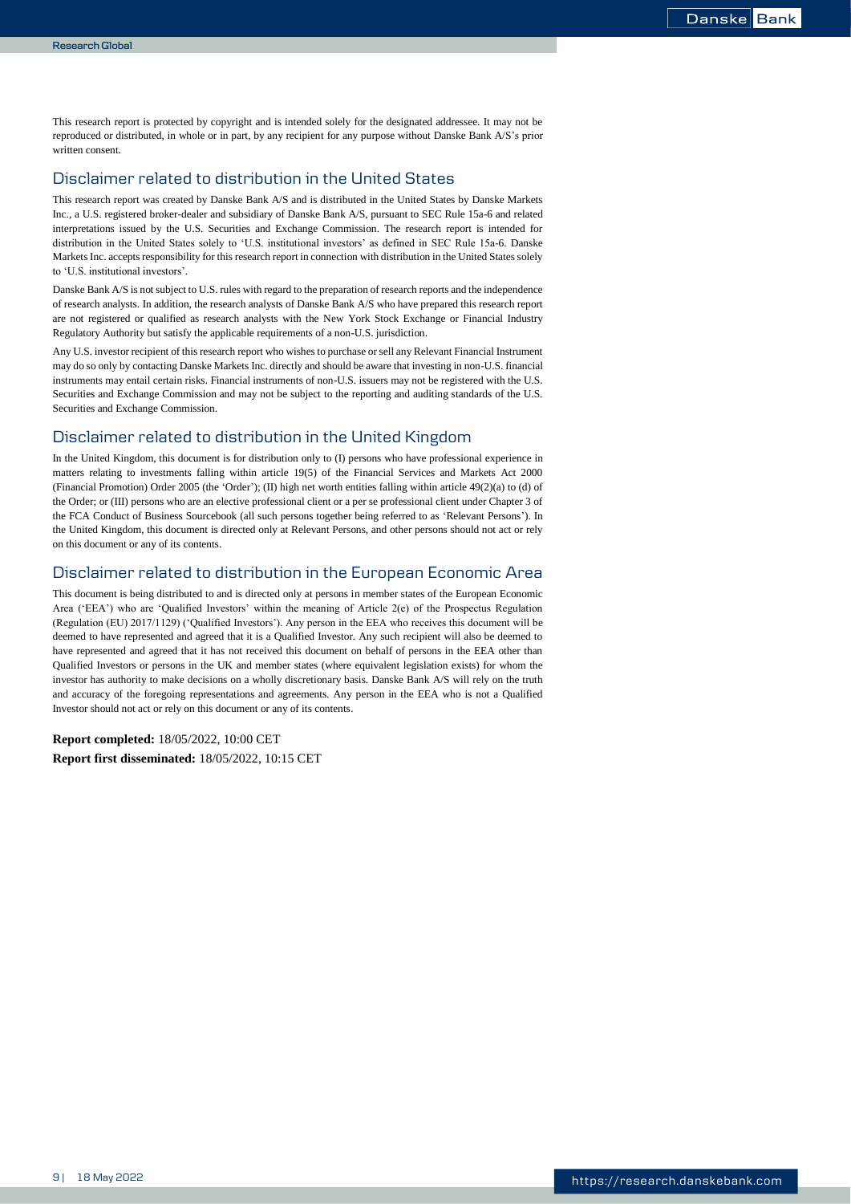This research report is protected by copyright and is intended solely for the designated addressee. It may not be reproduced or distributed, in whole or in part, by any recipient for any purpose without Danske Bank A/S's prior written consent.

## Disclaimer related to distribution in the United States

This research report was created by Danske Bank A/S and is distributed in the United States by Danske Markets Inc., a U.S. registered broker-dealer and subsidiary of Danske Bank A/S, pursuant to SEC Rule 15a-6 and related interpretations issued by the U.S. Securities and Exchange Commission. The research report is intended for distribution in the United States solely to 'U.S. institutional investors' as defined in SEC Rule 15a-6. Danske Markets Inc. accepts responsibility for this research report in connection with distribution in the United States solely to 'U.S. institutional investors'.

Danske Bank A/S is not subject to U.S. rules with regard to the preparation of research reports and the independence of research analysts. In addition, the research analysts of Danske Bank A/S who have prepared this research report are not registered or qualified as research analysts with the New York Stock Exchange or Financial Industry Regulatory Authority but satisfy the applicable requirements of a non-U.S. jurisdiction.

Any U.S. investor recipient of this research report who wishes to purchase or sell any Relevant Financial Instrument may do so only by contacting Danske Markets Inc. directly and should be aware that investing in non-U.S. financial instruments may entail certain risks. Financial instruments of non-U.S. issuers may not be registered with the U.S. Securities and Exchange Commission and may not be subject to the reporting and auditing standards of the U.S. Securities and Exchange Commission.

## Disclaimer related to distribution in the United Kingdom

In the United Kingdom, this document is for distribution only to (I) persons who have professional experience in matters relating to investments falling within article 19(5) of the Financial Services and Markets Act 2000 (Financial Promotion) Order 2005 (the 'Order'); (II) high net worth entities falling within article 49(2)(a) to (d) of the Order; or (III) persons who are an elective professional client or a per se professional client under Chapter 3 of the FCA Conduct of Business Sourcebook (all such persons together being referred to as 'Relevant Persons'). In the United Kingdom, this document is directed only at Relevant Persons, and other persons should not act or rely on this document or any of its contents.

## Disclaimer related to distribution in the European Economic Area

This document is being distributed to and is directed only at persons in member states of the European Economic Area ('EEA') who are 'Qualified Investors' within the meaning of Article 2(e) of the Prospectus Regulation (Regulation (EU) 2017/1129) ('Qualified Investors'). Any person in the EEA who receives this document will be deemed to have represented and agreed that it is a Qualified Investor. Any such recipient will also be deemed to have represented and agreed that it has not received this document on behalf of persons in the EEA other than Qualified Investors or persons in the UK and member states (where equivalent legislation exists) for whom the investor has authority to make decisions on a wholly discretionary basis. Danske Bank A/S will rely on the truth and accuracy of the foregoing representations and agreements. Any person in the EEA who is not a Qualified Investor should not act or rely on this document or any of its contents.

**Report completed:** 18/05/2022, 10:00 CET

**Report first disseminated:** 18/05/2022, 10:15 CET